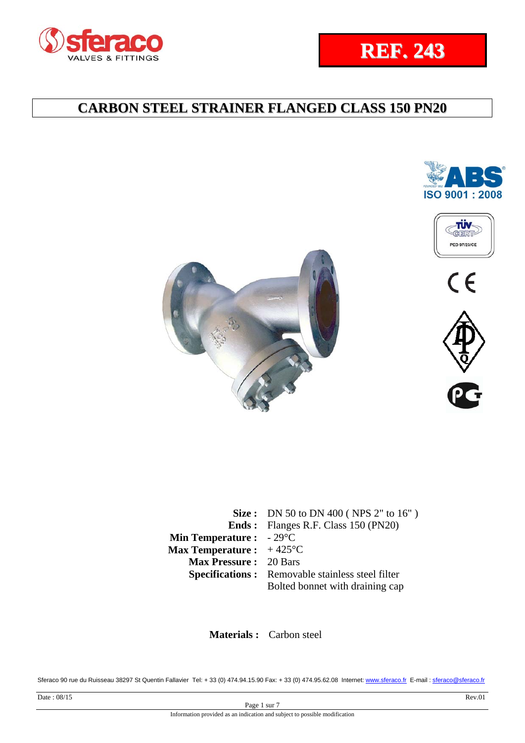# REF. 243

## CARBON STEEL STRAINER FLANGED CLASS 150 PN20

| | |
|---|---|
| **Size :** | DN 50 to DN 400 ( NPS 2" to 16" ) |
| **Ends :** | Flanges R.F. Class 150 (PN20) |
| **Min Temperature :** | - 29°C |
| **Max Temperature :** | + 425°C |
| **Max Pressure :** | 20 Bars |
| **Specifications :** | Removable stainless steel filter<br>Bolted bonnet with draining cap |

**Materials :** Carbon steel

Sferaco 90 rue du Ruisseau 38297 St Quentin Fallavier Tel: + 33 (0) 474.94.15.90 Fax: + 33 (0) 474.95.62.08 Internet: www.sferaco.fr E-mail : sferaco@sferaco.fr

Date : 08/15 Rev.01

Information provided as an indication and subject to possible modification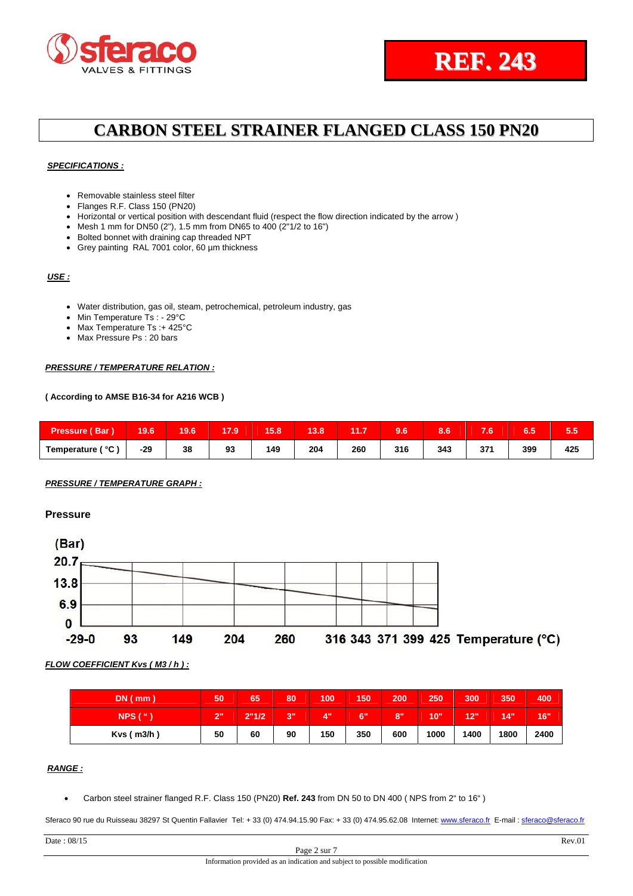# REF. 243

# CARBON STEEL STRAINER FLANGED CLASS 150 PN20

***SPECIFICATIONS :***

- Removable stainless steel filter
- Flanges R.F. Class 150 (PN20)
- Horizontal or vertical position with descendant fluid (respect the flow direction indicated by the arrow )
- Mesh 1 mm for DN50 (2"), 1.5 mm from DN65 to 400 (2"1/2 to 16")
- Bolted bonnet with draining cap threaded NPT
- Grey painting RAL 7001 color, 60 µm thickness

***USE :***

- Water distribution, gas oil, steam, petrochemical, petroleum industry, gas
- Min Temperature Ts : - 29°C
- Max Temperature Ts :+ 425°C
- Max Pressure Ps : 20 bars

***PRESSURE / TEMPERATURE RELATION :***

**( According to AMSE B16-34 for A216 WCB )**

| Pressure ( Bar ) | 19.6 | 19.6 | 17.9 | 15.8 | 13.8 | 11.7 | 9.6 | 8.6 | 7.6 | 6.5 | 5.5 |
|---|---|---|---|---|---|---|---|---|---|---|---|
| Temperature ( °C ) | -29 | 38 | 93 | 149 | 204 | 260 | 316 | 343 | 371 | 399 | 425 |

***PRESSURE / TEMPERATURE GRAPH :***

**Pressure**

(Bar)
20.7
13.8
6.9
0
-29-0 93 149 204 260 316 343 371 399 425 Temperature (°C)

***FLOW COEFFICIENT Kvs ( M3 / h ) :***

| DN ( mm ) | 50 | 65 | 80 | 100 | 150 | 200 | 250 | 300 | 350 | 400 |
|---|---|---|---|---|---|---|---|---|---|---|
| NPS ( " ) | 2" | 2"1/2 | 3" | 4" | 6" | 8" | 10" | 12" | 14" | 16" |
| Kvs ( m3/h ) | 50 | 60 | 90 | 150 | 350 | 600 | 1000 | 1400 | 1800 | 2400 |

***RANGE :***

- Carbon steel strainer flanged R.F. Class 150 (PN20) **Ref. 243** from DN 50 to DN 400 ( NPS from 2" to 16" )

Sferaco 90 rue du Ruisseau 38297 St Quentin Fallavier Tel: + 33 (0) 474.94.15.90 Fax: + 33 (0) 474.95.62.08 Internet: www.sferaco.fr E-mail : sferaco@sferaco.fr

Date : 08/15 Rev.01

Information provided as an indication and subject to possible modification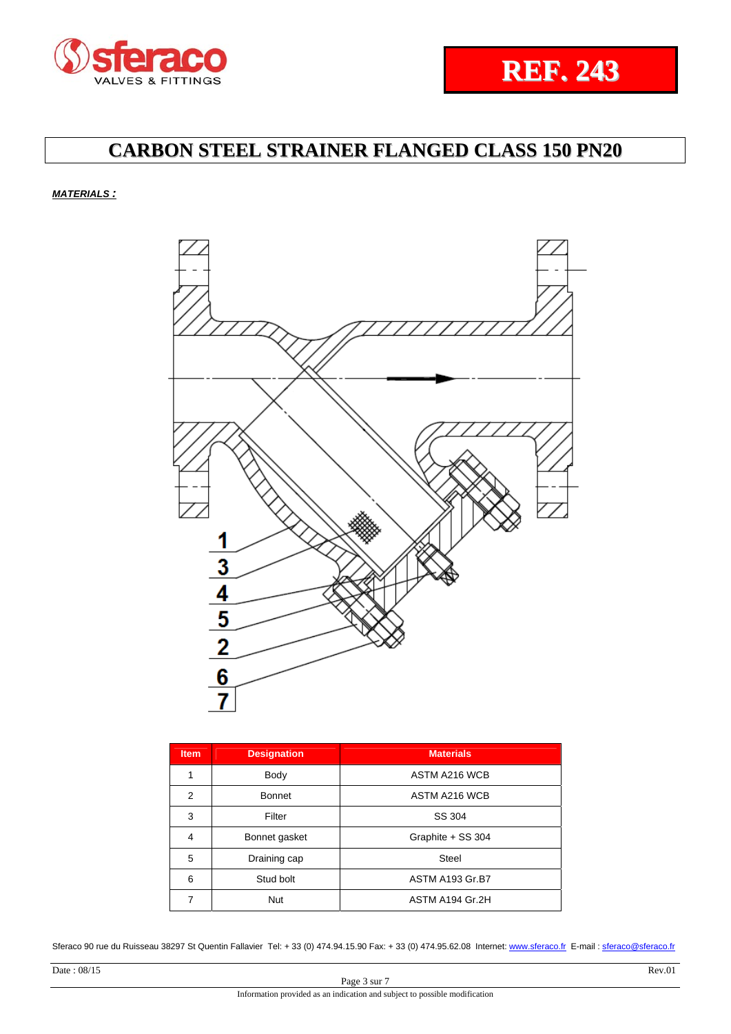REF. 243

# CARBON STEEL STRAINER FLANGED CLASS 150 PN20

***MATERIALS :***

| Item | Designation | Materials |
|---|---|---|
| 1 | Body | ASTM A216 WCB |
| 2 | Bonnet | ASTM A216 WCB |
| 3 | Filter | SS 304 |
| 4 | Bonnet gasket | Graphite + SS 304 |
| 5 | Draining cap | Steel |
| 6 | Stud bolt | ASTM A193 Gr.B7 |
| 7 | Nut | ASTM A194 Gr.2H |

Sferaco 90 rue du Ruisseau 38297 St Quentin Fallavier Tel: + 33 (0) 474.94.15.90 Fax: + 33 (0) 474.95.62.08 Internet: www.sferaco.fr E-mail : sferaco@sferaco.fr

Date : 08/15 Rev.01

Information provided as an indication and subject to possible modification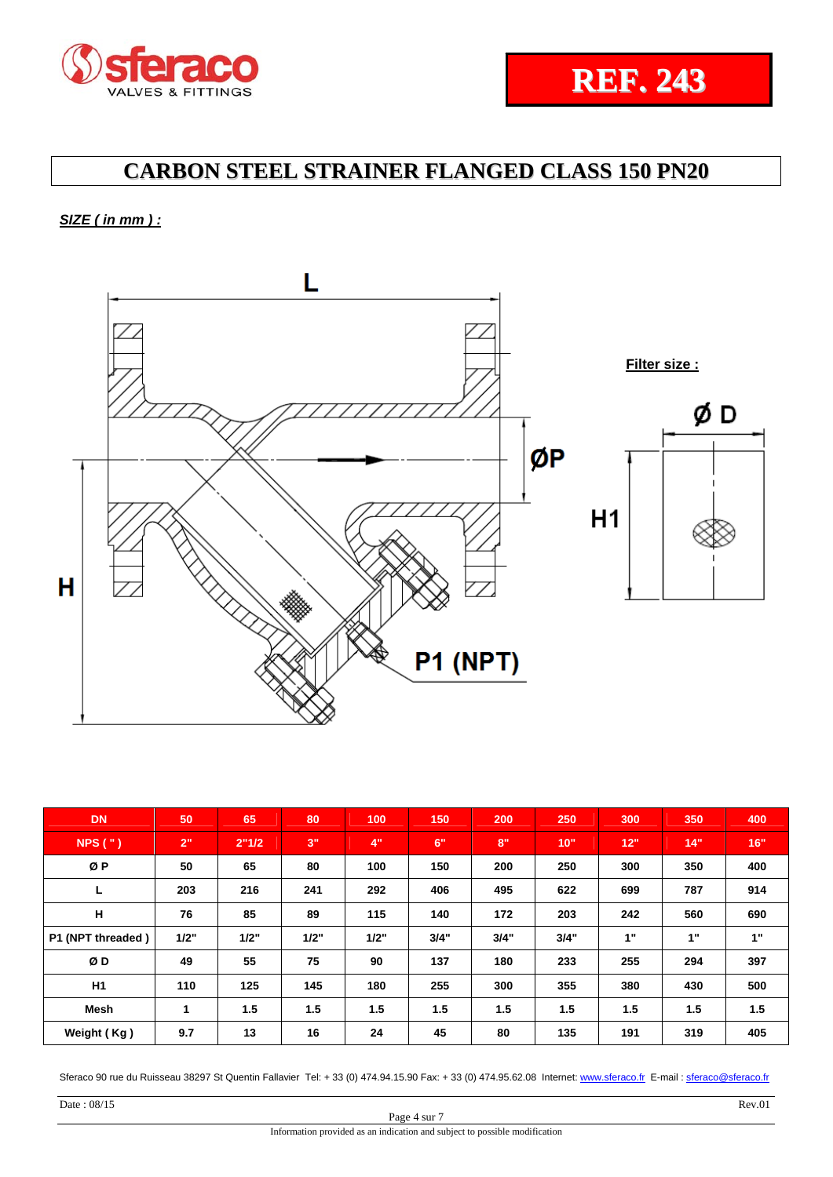REF. 243

# CARBON STEEL STRAINER FLANGED CLASS 150 PN20

***SIZE ( in mm ) :***

L

ØP

H

P1 (NPT)

**Filter size :**

Ø D

H1

| DN | 50 | 65 | 80 | 100 | 150 | 200 | 250 | 300 | 350 | 400 |
|---|---|---|---|---|---|---|---|---|---|---|
| NPS ( " ) | 2" | 2"1/2 | 3" | 4" | 6" | 8" | 10" | 12" | 14" | 16" |
| Ø P | 50 | 65 | 80 | 100 | 150 | 200 | 250 | 300 | 350 | 400 |
| L | 203 | 216 | 241 | 292 | 406 | 495 | 622 | 699 | 787 | 914 |
| H | 76 | 85 | 89 | 115 | 140 | 172 | 203 | 242 | 560 | 690 |
| P1 (NPT threaded ) | 1/2" | 1/2" | 1/2" | 1/2" | 3/4" | 3/4" | 3/4" | 1" | 1" | 1" |
| Ø D | 49 | 55 | 75 | 90 | 137 | 180 | 233 | 255 | 294 | 397 |
| H1 | 110 | 125 | 145 | 180 | 255 | 300 | 355 | 380 | 430 | 500 |
| Mesh | 1 | 1.5 | 1.5 | 1.5 | 1.5 | 1.5 | 1.5 | 1.5 | 1.5 | 1.5 |
| Weight ( Kg ) | 9.7 | 13 | 16 | 24 | 45 | 80 | 135 | 191 | 319 | 405 |

Sferaco 90 rue du Ruisseau 38297 St Quentin Fallavier Tel: + 33 (0) 474.94.15.90 Fax: + 33 (0) 474.95.62.08 Internet: www.sferaco.fr E-mail : sferaco@sferaco.fr

Date : 08/15 Rev.01

Information provided as an indication and subject to possible modification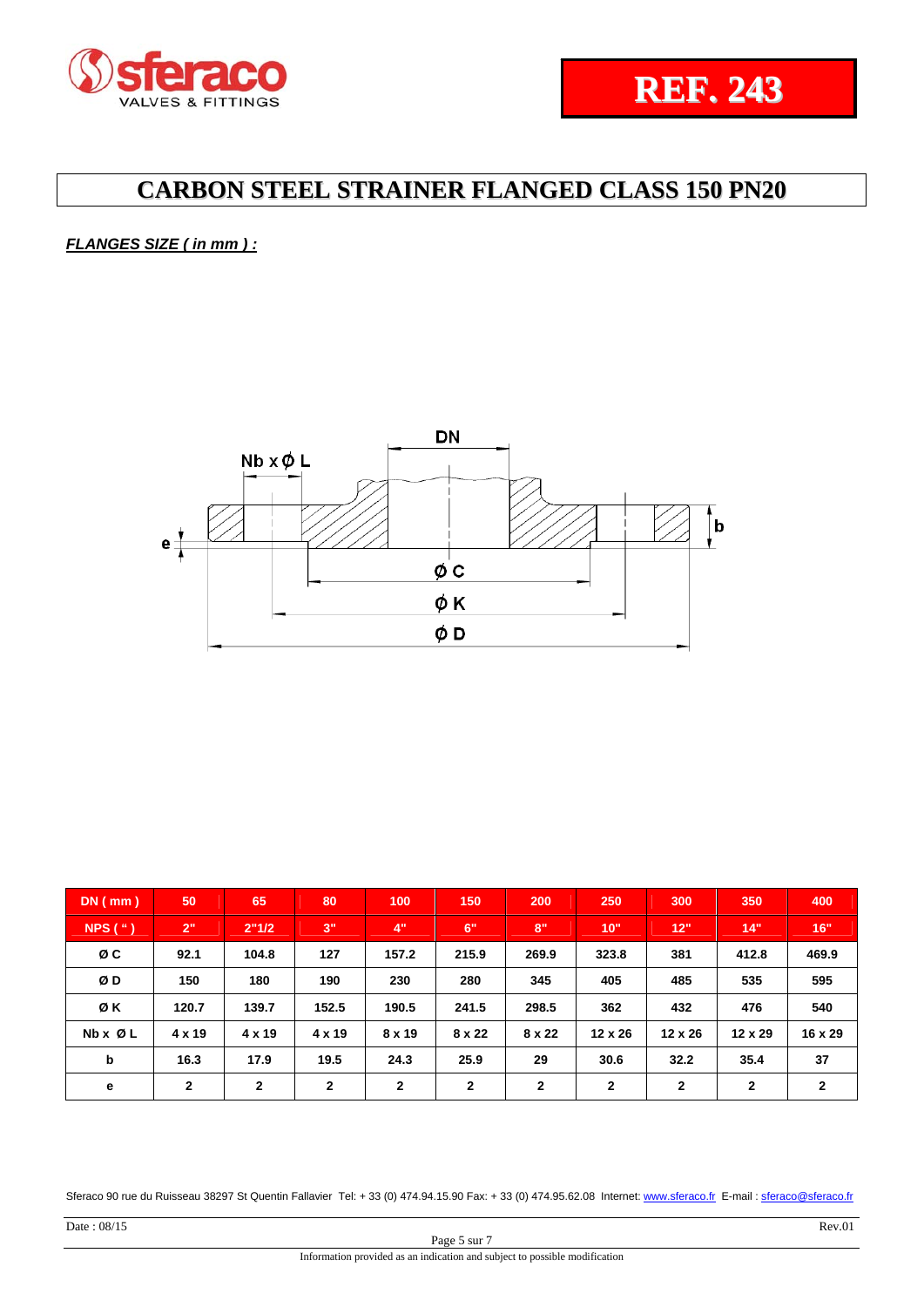REF. 243

# CARBON STEEL STRAINER FLANGED CLASS 150 PN20

***FLANGES SIZE ( in mm ) :***

DN

Nb x ϕ L

e

b

ϕ C

ϕ K

ϕ D

| DN ( mm ) | 50 | 65 | 80 | 100 | 150 | 200 | 250 | 300 | 350 | 400 |
|---|---|---|---|---|---|---|---|---|---|---|
| NPS ( " ) | 2" | 2"1/2 | 3" | 4" | 6" | 8" | 10" | 12" | 14" | 16" |
| Ø C | 92.1 | 104.8 | 127 | 157.2 | 215.9 | 269.9 | 323.8 | 381 | 412.8 | 469.9 |
| Ø D | 150 | 180 | 190 | 230 | 280 | 345 | 405 | 485 | 535 | 595 |
| Ø K | 120.7 | 139.7 | 152.5 | 190.5 | 241.5 | 298.5 | 362 | 432 | 476 | 540 |
| Nb x Ø L | 4 x 19 | 4 x 19 | 4 x 19 | 8 x 19 | 8 x 22 | 8 x 22 | 12 x 26 | 12 x 26 | 12 x 29 | 16 x 29 |
| b | 16.3 | 17.9 | 19.5 | 24.3 | 25.9 | 29 | 30.6 | 32.2 | 35.4 | 37 |
| e | 2 | 2 | 2 | 2 | 2 | 2 | 2 | 2 | 2 | 2 |

Sferaco 90 rue du Ruisseau 38297 St Quentin Fallavier Tel: + 33 (0) 474.94.15.90 Fax: + 33 (0) 474.95.62.08 Internet: www.sferaco.fr E-mail : sferaco@sferaco.fr

Date : 08/15 Rev.01

Information provided as an indication and subject to possible modification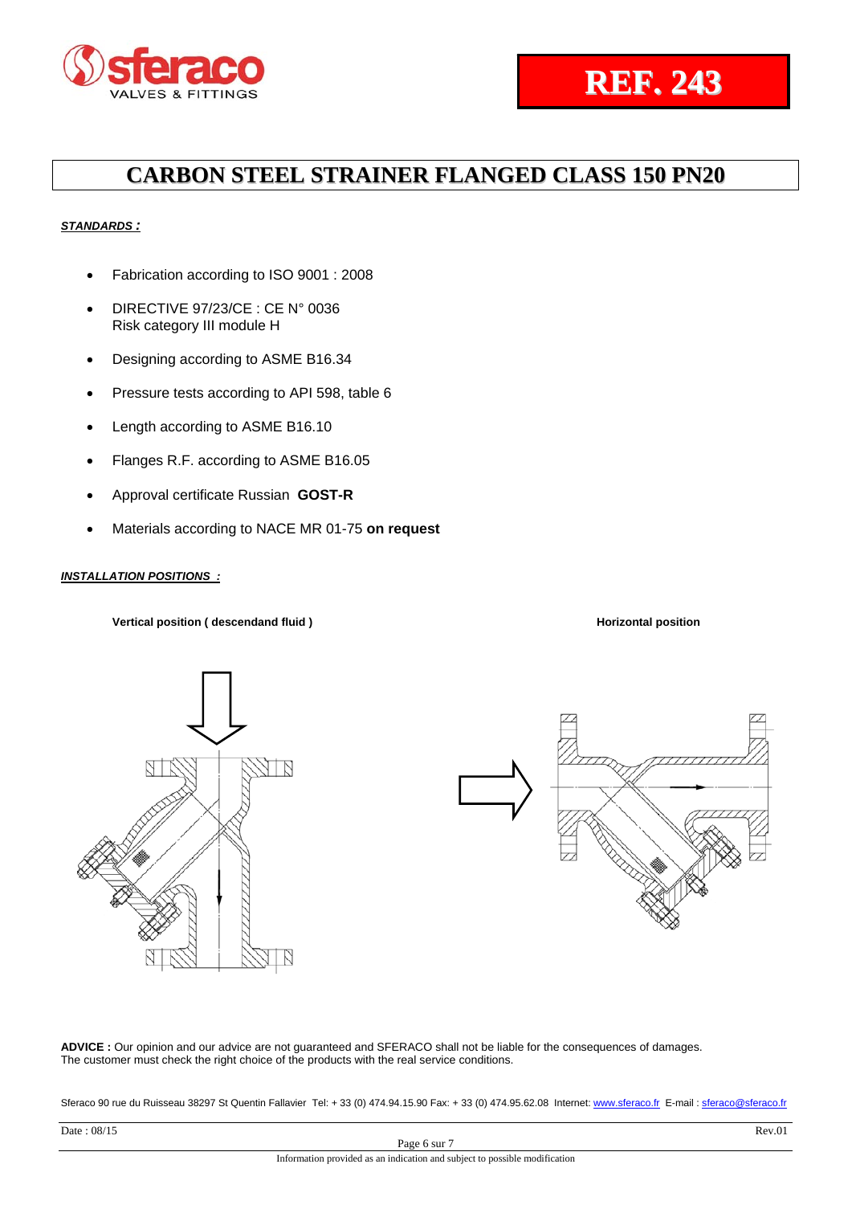**REF. 243**

# CARBON STEEL STRAINER FLANGED CLASS 150 PN20

***STANDARDS :***

- Fabrication according to ISO 9001 : 2008
- DIRECTIVE 97/23/CE : CE N° 0036
  Risk category III module H
- Designing according to ASME B16.34
- Pressure tests according to API 598, table 6
- Length according to ASME B16.10
- Flanges R.F. according to ASME B16.05
- Approval certificate Russian **GOST-R**
- Materials according to NACE MR 01-75 **on request**

***INSTALLATION POSITIONS :***

**Vertical position ( descendand fluid )**

**Horizontal position**

**ADVICE :** Our opinion and our advice are not guaranteed and SFERACO shall not be liable for the consequences of damages.
The customer must check the right choice of the products with the real service conditions.

Sferaco 90 rue du Ruisseau 38297 St Quentin Fallavier Tel: + 33 (0) 474.94.15.90 Fax: + 33 (0) 474.95.62.08 Internet: www.sferaco.fr E-mail : sferaco@sferaco.fr

Date : 08/15 Rev.01

Information provided as an indication and subject to possible modification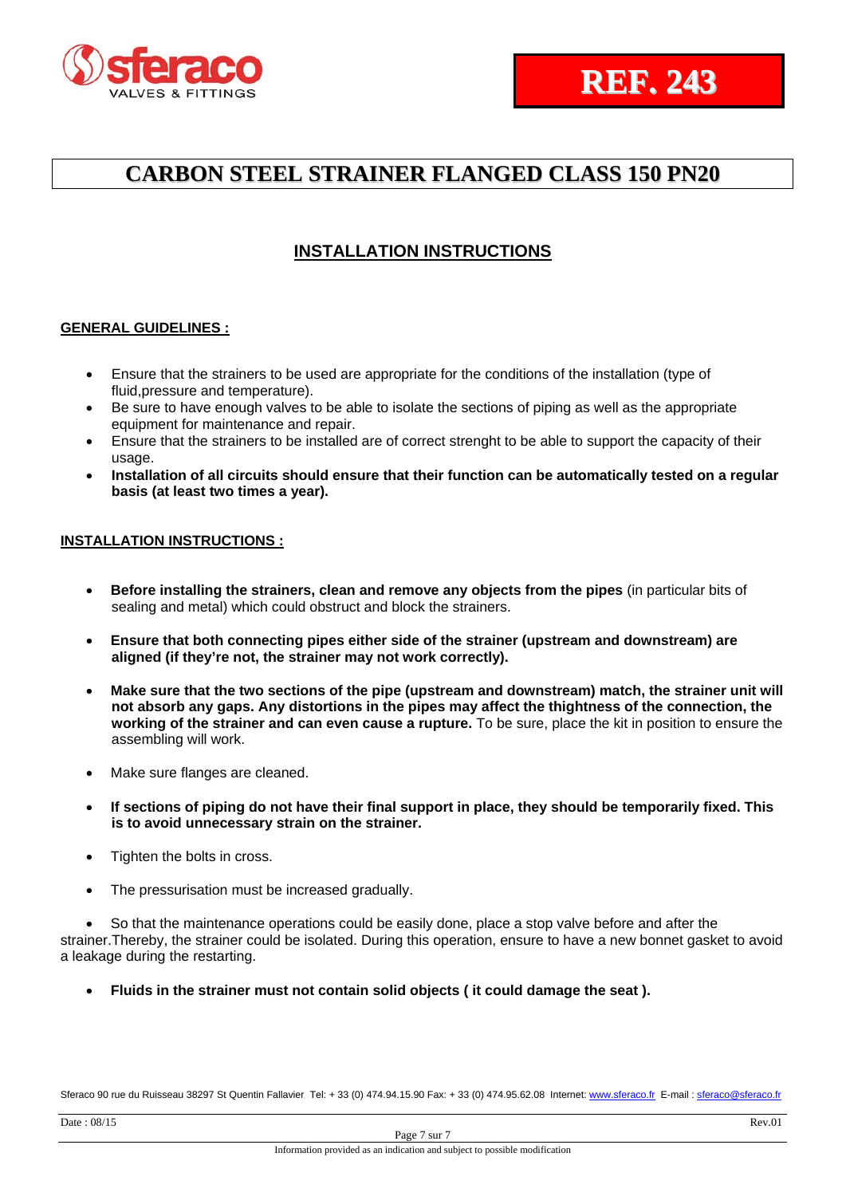sferaco
VALVES & FITTINGS

**REF. 243**

# CARBON STEEL STRAINER FLANGED CLASS 150 PN20

## INSTALLATION INSTRUCTIONS

### GENERAL GUIDELINES :

- Ensure that the strainers to be used are appropriate for the conditions of the installation (type of fluid,pressure and temperature).
- Be sure to have enough valves to be able to isolate the sections of piping as well as the appropriate equipment for maintenance and repair.
- Ensure that the strainers to be installed are of correct strenght to be able to support the capacity of their usage.
- **Installation of all circuits should ensure that their function can be automatically tested on a regular basis (at least two times a year).**

### INSTALLATION INSTRUCTIONS :

- **Before installing the strainers, clean and remove any objects from the pipes** (in particular bits of sealing and metal) which could obstruct and block the strainers.

- **Ensure that both connecting pipes either side of the strainer (upstream and downstream) are aligned (if they're not, the strainer may not work correctly).**

- **Make sure that the two sections of the pipe (upstream and downstream) match, the strainer unit will not absorb any gaps. Any distortions in the pipes may affect the thightness of the connection, the working of the strainer and can even cause a rupture.** To be sure, place the kit in position to ensure the assembling will work.

- Make sure flanges are cleaned.

- **If sections of piping do not have their final support in place, they should be temporarily fixed. This is to avoid unnecessary strain on the strainer.**

- Tighten the bolts in cross.

- The pressurisation must be increased gradually.

- So that the maintenance operations could be easily done, place a stop valve before and after the strainer.Thereby, the strainer could be isolated. During this operation, ensure to have a new bonnet gasket to avoid a leakage during the restarting.

- **Fluids in the strainer must not contain solid objects ( it could damage the seat ).**

Sferaco 90 rue du Ruisseau 38297 St Quentin Fallavier Tel: + 33 (0) 474.94.15.90 Fax: + 33 (0) 474.95.62.08 Internet: www.sferaco.fr E-mail : sferaco@sferaco.fr

Date : 08/15 Rev.01

Information provided as an indication and subject to possible modification